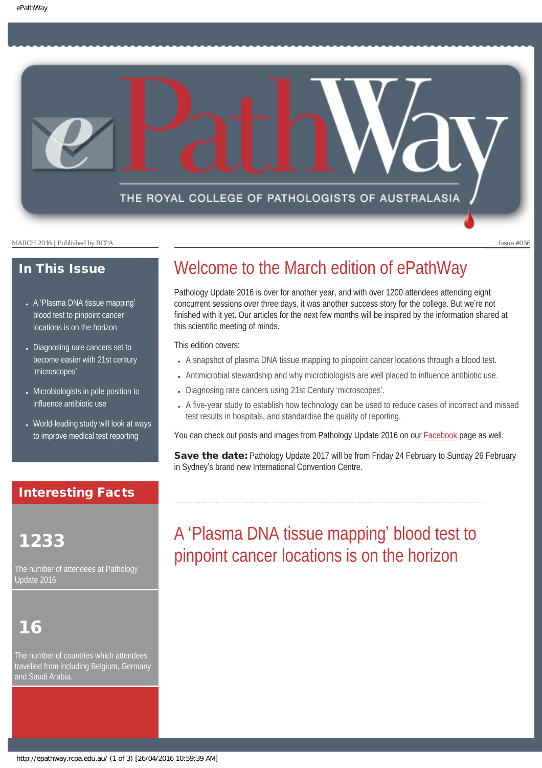# ePathWay

THE ROYAL COLLEGE OF PATHOLOGISTS OF AUSTRALASIA

MARCH 2016 | Published by RCPA

Issue #056

## In This Issue

- A 'Plasma DNA tissue mapping' blood test to pinpoint cancer locations is on the horizon
- Diagnosing rare cancers set to become easier with 21st century 'microscopes'
- Microbiologists in pole position to influence antibiotic use
- World-leading study will look at ways to improve medical test reporting

## Interesting Facts

**1233**

The number of attendees at Pathology Update 2016.

**16**

The number of countries which attendees travelled from including Belgium, Germany and Saudi Arabia.

## Welcome to the March edition of ePathWay

Pathology Update 2016 is over for another year, and with over 1200 attendees attending eight concurrent sessions over three days, it was another success story for the college. But we're not finished with it yet. Our articles for the next few months will be inspired by the information shared at this scientific meeting of minds.

This edition covers:

- A snapshot of plasma DNA tissue mapping to pinpoint cancer locations through a blood test.
- Antimicrobial stewardship and why microbiologists are well placed to influence antibiotic use.
- Diagnosing rare cancers using 21st Century 'microscopes'.
- A five-year study to establish how technology can be used to reduce cases of incorrect and missed test results in hospitals, and standardise the quality of reporting.

You can check out posts and images from Pathology Update 2016 on our Facebook page as well.

**Save the date:** Pathology Update 2017 will be from Friday 24 February to Sunday 26 February in Sydney's brand new International Convention Centre.

## A 'Plasma DNA tissue mapping' blood test to pinpoint cancer locations is on the horizon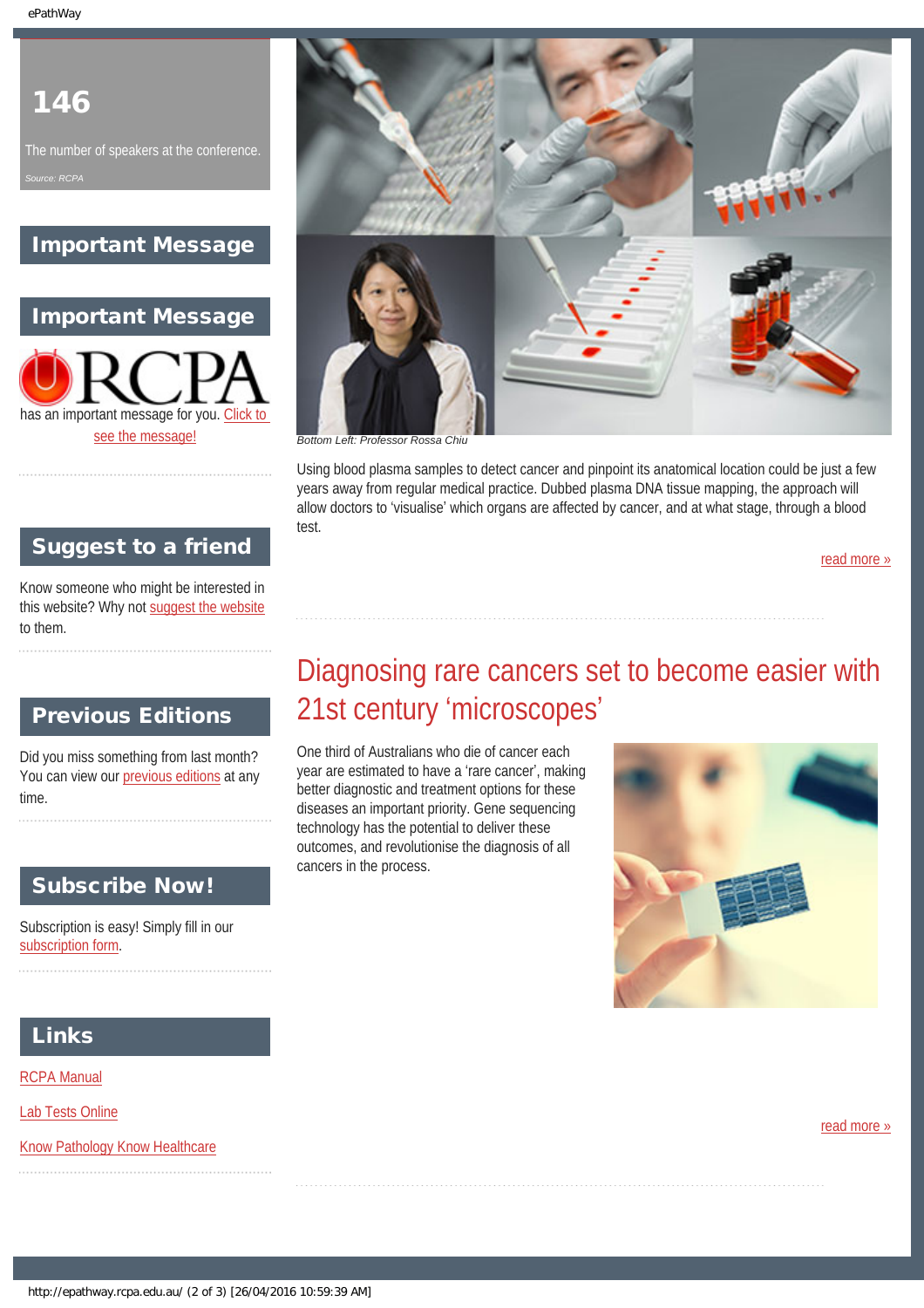146

The number of speakers at the conference.

*Source: RCPA*

## Important Message

## Important Message

RCPA has an important message for you. Click to see the message!

## Suggest to a friend

Know someone who might be interested in this website? Why not suggest the website to them.

## Previous Editions

Did you miss something from last month? You can view our previous editions at any time.

## Subscribe Now!

Subscription is easy! Simply fill in our subscription form.

## Links

RCPA Manual

Lab Tests Online

Know Pathology Know Healthcare

*Bottom Left: Professor Rossa Chiu*

Using blood plasma samples to detect cancer and pinpoint its anatomical location could be just a few years away from regular medical practice. Dubbed plasma DNA tissue mapping, the approach will allow doctors to 'visualise' which organs are affected by cancer, and at what stage, through a blood test.

read more »

## Diagnosing rare cancers set to become easier with 21st century 'microscopes'

One third of Australians who die of cancer each year are estimated to have a 'rare cancer', making better diagnostic and treatment options for these diseases an important priority. Gene sequencing technology has the potential to deliver these outcomes, and revolutionise the diagnosis of all cancers in the process.

read more »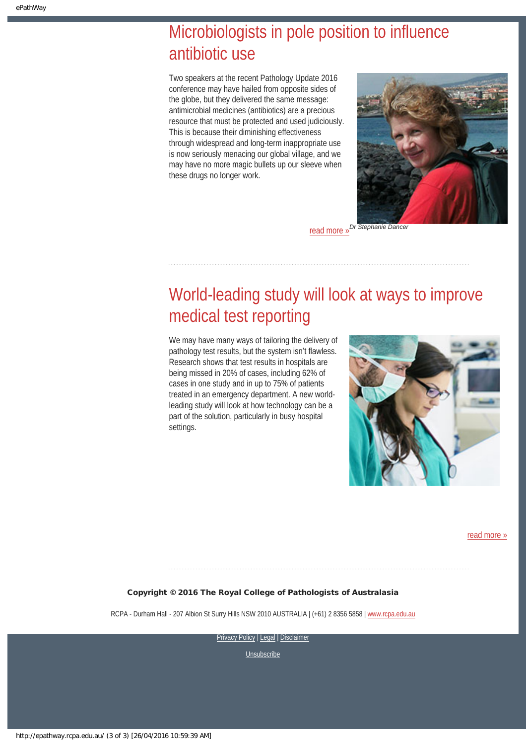## Microbiologists in pole position to influence antibiotic use

Two speakers at the recent Pathology Update 2016 conference may have hailed from opposite sides of the globe, but they delivered the same message: antimicrobial medicines (antibiotics) are a precious resource that must be protected and used judiciously. This is because their diminishing effectiveness through widespread and long-term inappropriate use is now seriously menacing our global village, and we may have no more magic bullets up our sleeve when these drugs no longer work.

*Dr Stephanie Dancer*

read more »

## World-leading study will look at ways to improve medical test reporting

We may have many ways of tailoring the delivery of pathology test results, but the system isn't flawless. Research shows that test results in hospitals are being missed in 20% of cases, including 62% of cases in one study and in up to 75% of patients treated in an emergency department. A new world-leading study will look at how technology can be a part of the solution, particularly in busy hospital settings.

read more »

**Copyright © 2016 The Royal College of Pathologists of Australasia**

RCPA - Durham Hall - 207 Albion St Surry Hills NSW 2010 AUSTRALIA | (+61) 2 8356 5858 | www.rcpa.edu.au

Privacy Policy | Legal | Disclaimer

Unsubscribe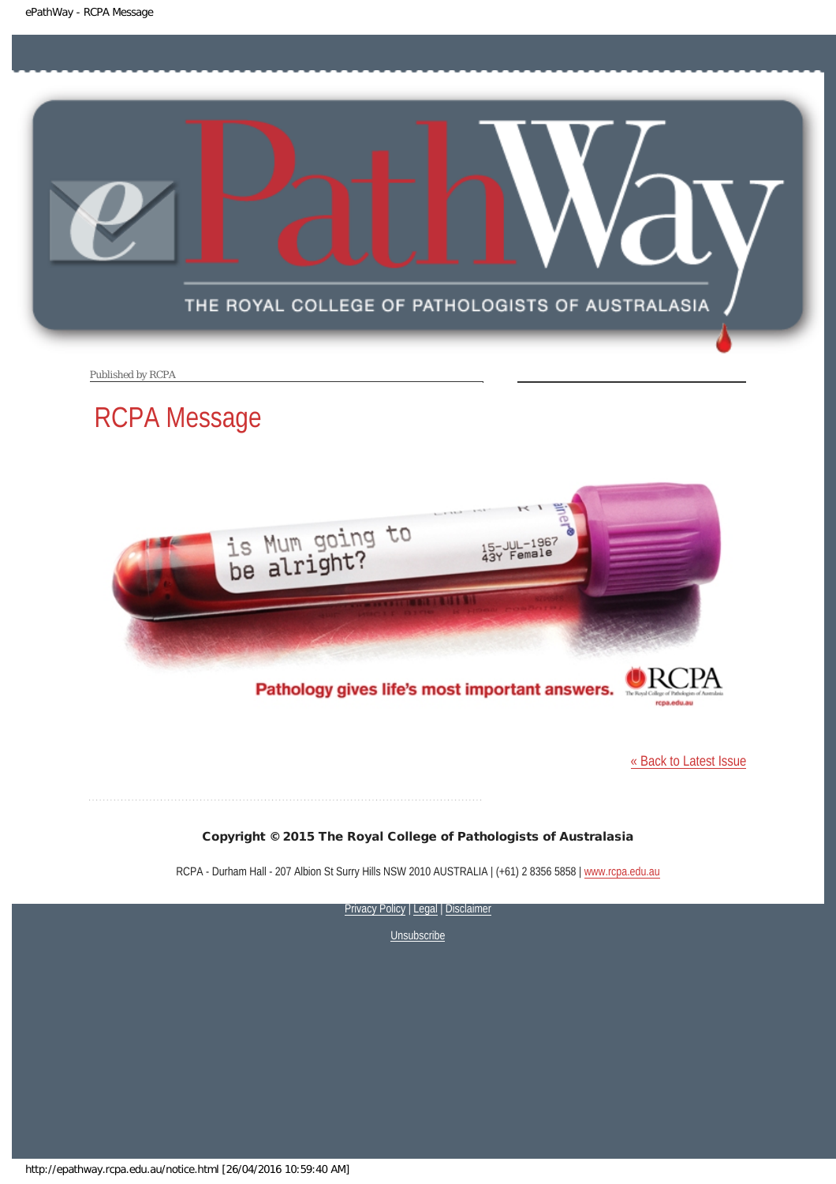Published by RCPA

# RCPA Message

Pathology gives life's most important answers.

[« Back to Latest Issue](http://epathway.rcpa.edu.au/index.html)

**Copyright © 2015 The Royal College of Pathologists of Australasia**

RCPA - Durham Hall - 207 Albion St Surry Hills NSW 2010 AUSTRALIA | (+61) 2 8356 5858 | www.rcpa.edu.au

Privacy Policy | Legal | Disclaimer

Unsubscribe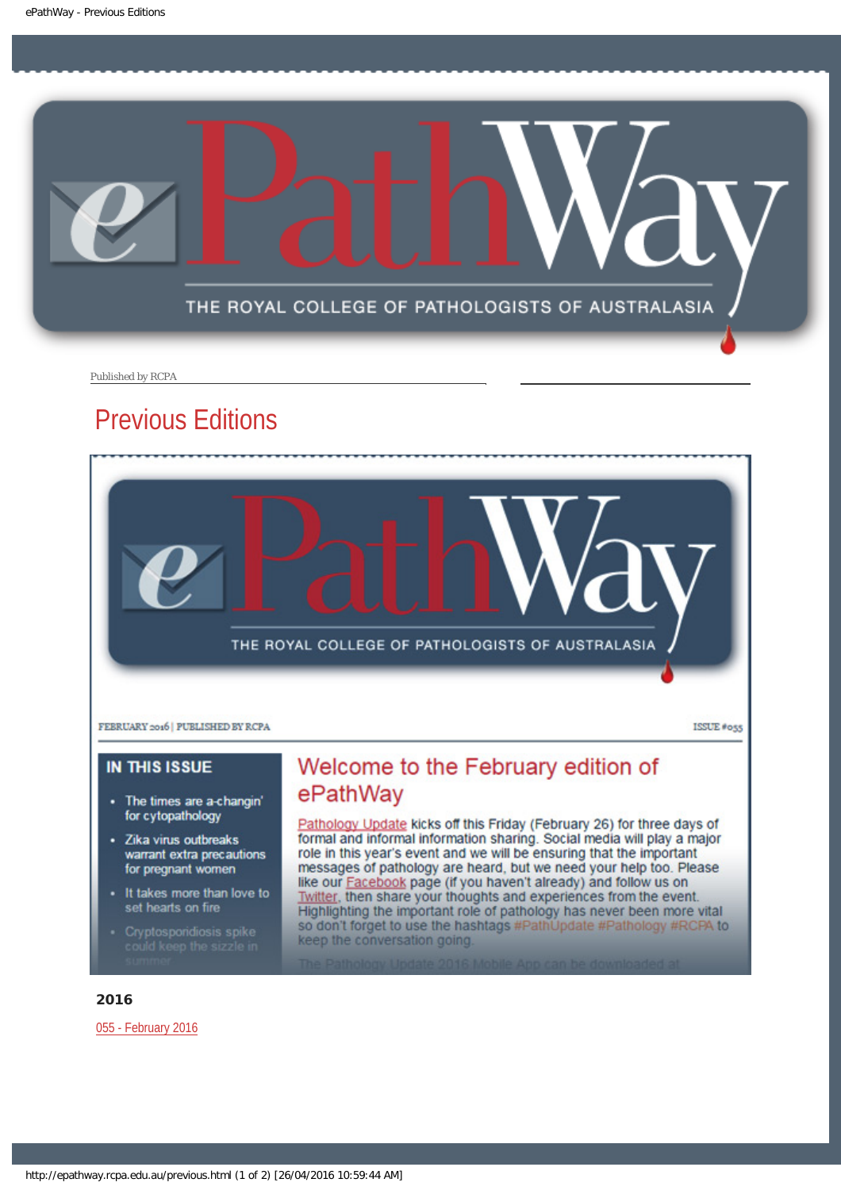# ePathWay

THE ROYAL COLLEGE OF PATHOLOGISTS OF AUSTRALASIA

Published by RCPA

## Previous Editions

# ePathWay

THE ROYAL COLLEGE OF PATHOLOGISTS OF AUSTRALASIA

FEBRUARY 2016 | PUBLISHED BY RCPA

ISSUE #055

### IN THIS ISSUE

- The times are a-changin' for cytopathology
- Zika virus outbreaks warrant extra precautions for pregnant women
- It takes more than love to set hearts on fire
- Cryptosporidiosis spike could keep the sizzle in summer

## Welcome to the February edition of ePathWay

Pathology Update kicks off this Friday (February 26) for three days of formal and informal information sharing. Social media will play a major role in this year's event and we will be ensuring that the important messages of pathology are heard, but we need your help too. Please like our Facebook page (if you haven't already) and follow us on Twitter, then share your thoughts and experiences from the event. Highlighting the important role of pathology has never been more vital so don't forget to use the hashtags #PathUpdate #Pathology #RCPA to keep the conversation going.

The Pathology Update 2016 Mobile App can be downloaded at

### 2016

055 - February 2016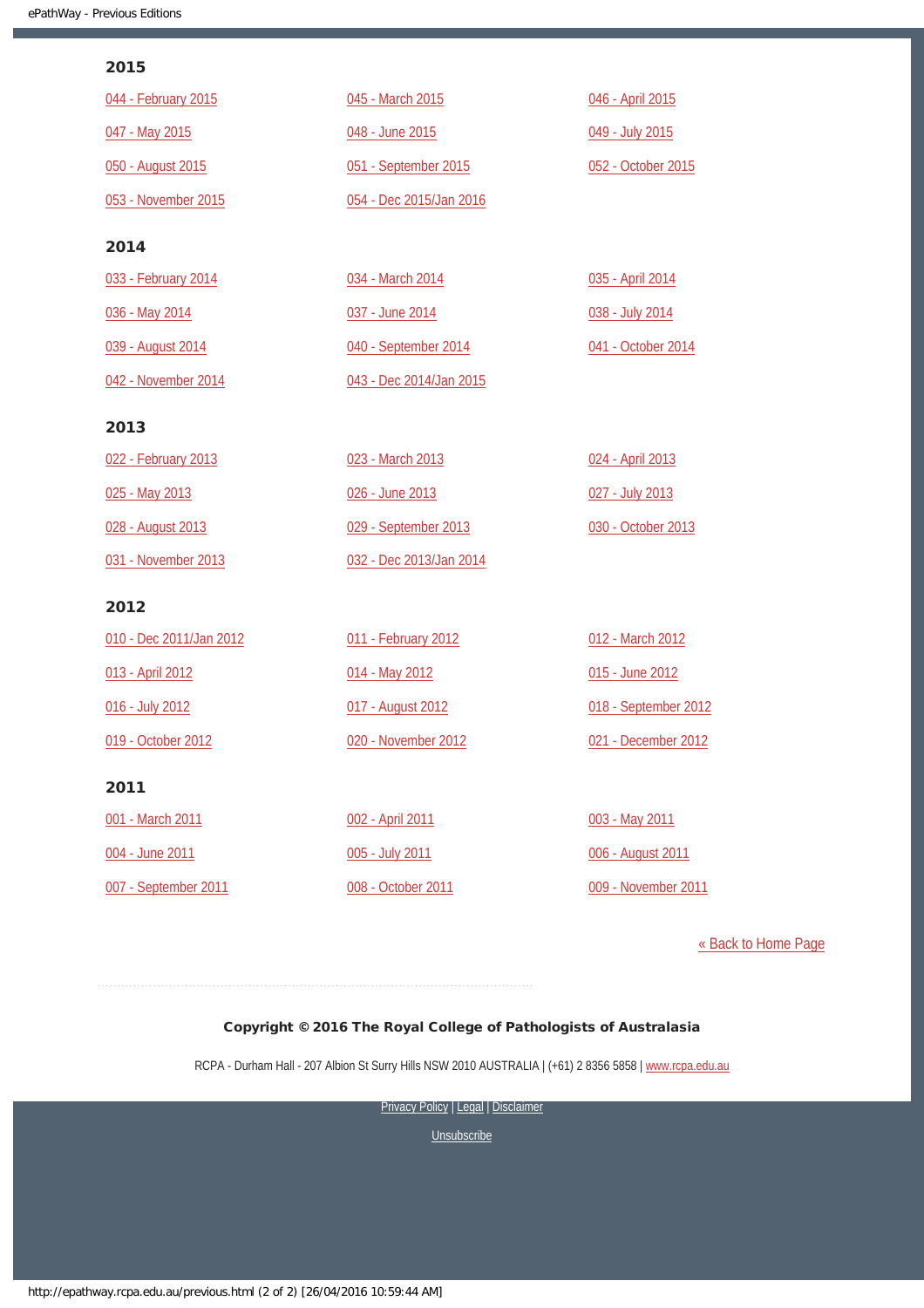## 2015

044 - February 2015
045 - March 2015
046 - April 2015
047 - May 2015
048 - June 2015
049 - July 2015
050 - August 2015
051 - September 2015
052 - October 2015
053 - November 2015
054 - Dec 2015/Jan 2016

## 2014

033 - February 2014
034 - March 2014
035 - April 2014
036 - May 2014
037 - June 2014
038 - July 2014
039 - August 2014
040 - September 2014
041 - October 2014
042 - November 2014
043 - Dec 2014/Jan 2015

## 2013

022 - February 2013
023 - March 2013
024 - April 2013
025 - May 2013
026 - June 2013
027 - July 2013
028 - August 2013
029 - September 2013
030 - October 2013
031 - November 2013
032 - Dec 2013/Jan 2014

## 2012

010 - Dec 2011/Jan 2012
011 - February 2012
012 - March 2012
013 - April 2012
014 - May 2012
015 - June 2012
016 - July 2012
017 - August 2012
018 - September 2012
019 - October 2012
020 - November 2012
021 - December 2012

## 2011

001 - March 2011
002 - April 2011
003 - May 2011
004 - June 2011
005 - July 2011
006 - August 2011
007 - September 2011
008 - October 2011
009 - November 2011

« Back to Home Page

**Copyright © 2016 The Royal College of Pathologists of Australasia**

RCPA - Durham Hall - 207 Albion St Surry Hills NSW 2010 AUSTRALIA | (+61) 2 8356 5858 | www.rcpa.edu.au

Privacy Policy | Legal | Disclaimer

Unsubscribe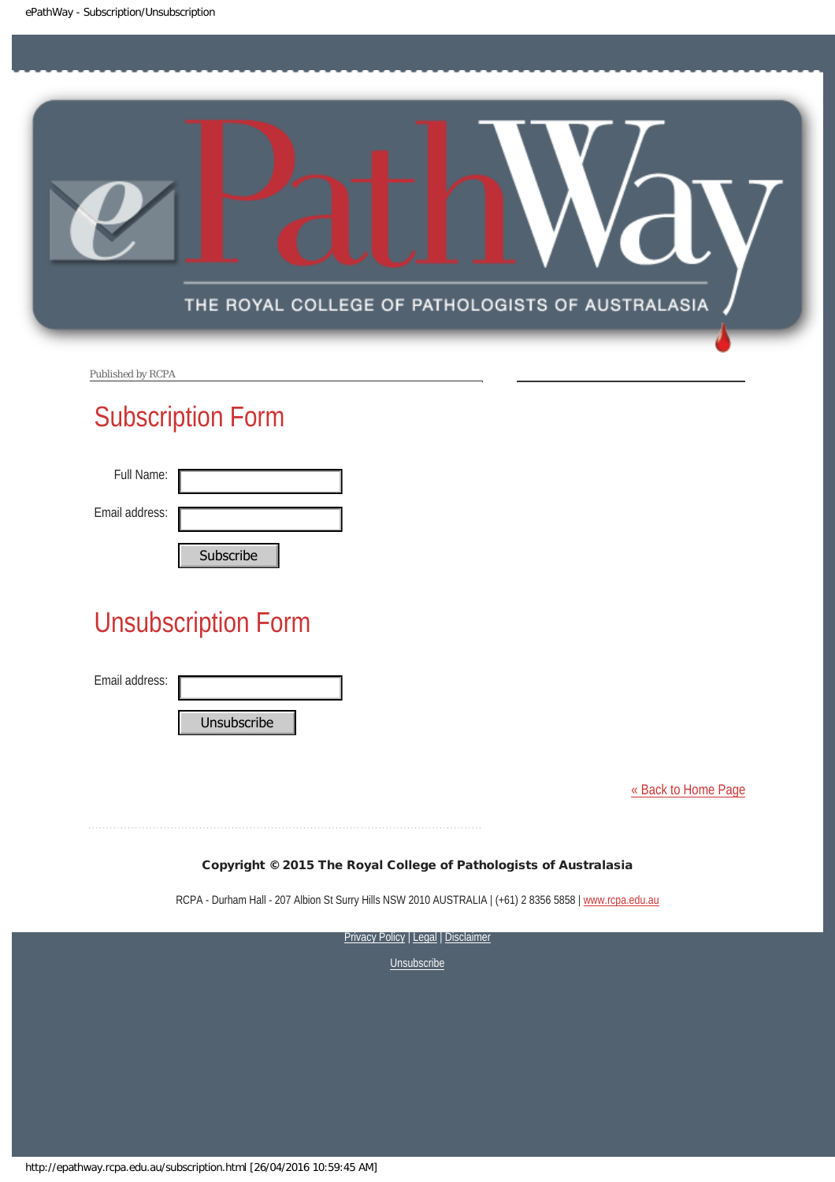Published by RCPA

## Subscription Form

Full Name:

Email address:

Subscribe

## Unsubscription Form

Email address:

Unsubscribe

[« Back to Home Page](http://epathway.rcpa.edu.au/index.html)

**Copyright © 2015 The Royal College of Pathologists of Australasia**

RCPA - Durham Hall - 207 Albion St Surry Hills NSW 2010 AUSTRALIA | (+61) 2 8356 5858 | www.rcpa.edu.au

Privacy Policy | Legal | Disclaimer

Unsubscribe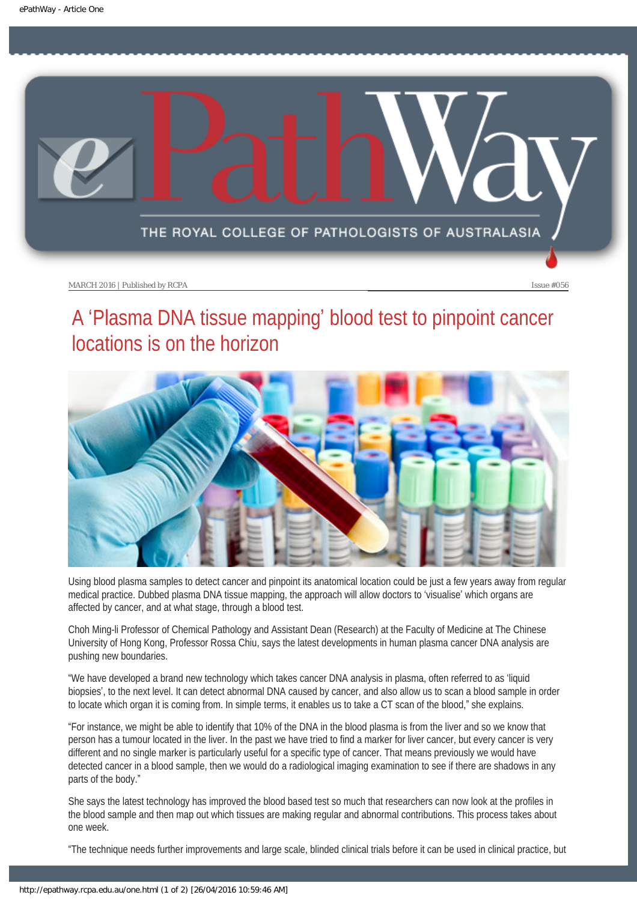MARCH 2016 | Published by RCPA

Issue #056

# A 'Plasma DNA tissue mapping' blood test to pinpoint cancer locations is on the horizon

Using blood plasma samples to detect cancer and pinpoint its anatomical location could be just a few years away from regular medical practice. Dubbed plasma DNA tissue mapping, the approach will allow doctors to 'visualise' which organs are affected by cancer, and at what stage, through a blood test.

Choh Ming-li Professor of Chemical Pathology and Assistant Dean (Research) at the Faculty of Medicine at The Chinese University of Hong Kong, Professor Rossa Chiu, says the latest developments in human plasma cancer DNA analysis are pushing new boundaries.

"We have developed a brand new technology which takes cancer DNA analysis in plasma, often referred to as 'liquid biopsies', to the next level. It can detect abnormal DNA caused by cancer, and also allow us to scan a blood sample in order to locate which organ it is coming from. In simple terms, it enables us to take a CT scan of the blood," she explains.

"For instance, we might be able to identify that 10% of the DNA in the blood plasma is from the liver and so we know that person has a tumour located in the liver. In the past we have tried to find a marker for liver cancer, but every cancer is very different and no single marker is particularly useful for a specific type of cancer. That means previously we would have detected cancer in a blood sample, then we would do a radiological imaging examination to see if there are shadows in any parts of the body."

She says the latest technology has improved the blood based test so much that researchers can now look at the profiles in the blood sample and then map out which tissues are making regular and abnormal contributions. This process takes about one week.

"The technique needs further improvements and large scale, blinded clinical trials before it can be used in clinical practice, but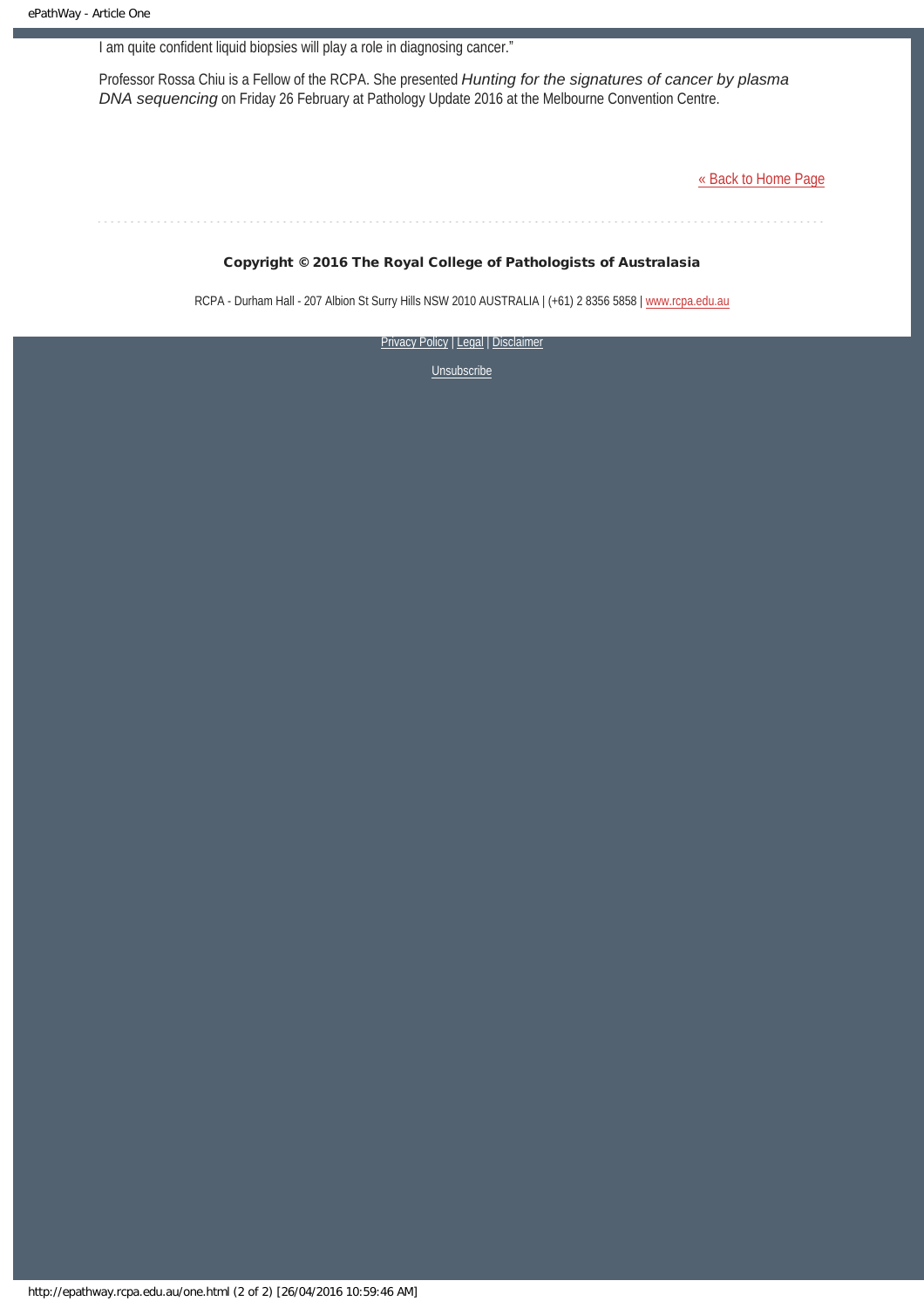I am quite confident liquid biopsies will play a role in diagnosing cancer."

Professor Rossa Chiu is a Fellow of the RCPA. She presented *Hunting for the signatures of cancer by plasma DNA sequencing* on Friday 26 February at Pathology Update 2016 at the Melbourne Convention Centre.

« Back to Home Page

**Copyright © 2016 The Royal College of Pathologists of Australasia**

RCPA - Durham Hall - 207 Albion St Surry Hills NSW 2010 AUSTRALIA | (+61) 2 8356 5858 | www.rcpa.edu.au

Privacy Policy | Legal | Disclaimer

Unsubscribe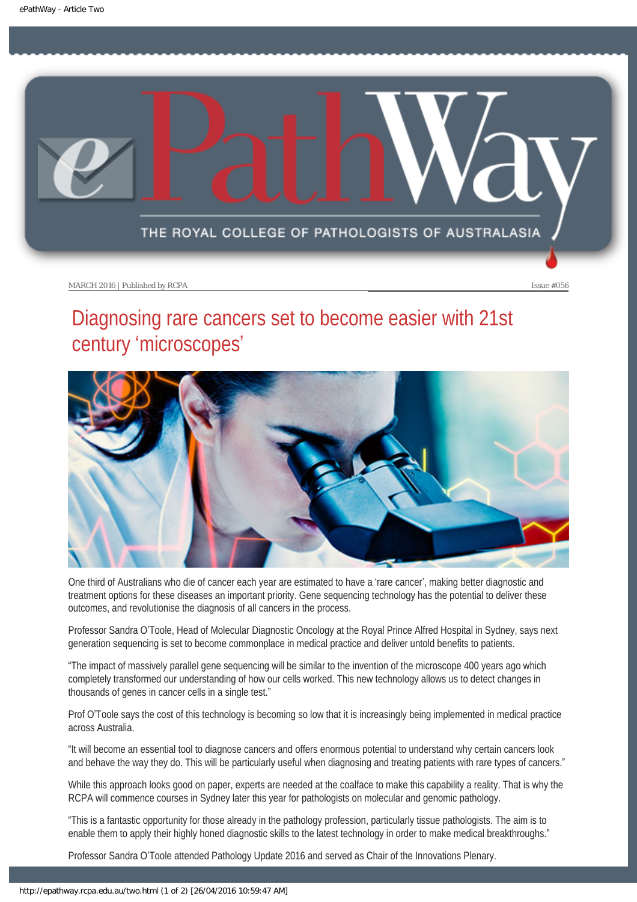MARCH 2016 | Published by RCPA Issue #056

# Diagnosing rare cancers set to become easier with 21st century 'microscopes'

One third of Australians who die of cancer each year are estimated to have a 'rare cancer', making better diagnostic and treatment options for these diseases an important priority. Gene sequencing technology has the potential to deliver these outcomes, and revolutionise the diagnosis of all cancers in the process.

Professor Sandra O'Toole, Head of Molecular Diagnostic Oncology at the Royal Prince Alfred Hospital in Sydney, says next generation sequencing is set to become commonplace in medical practice and deliver untold benefits to patients.

"The impact of massively parallel gene sequencing will be similar to the invention of the microscope 400 years ago which completely transformed our understanding of how our cells worked. This new technology allows us to detect changes in thousands of genes in cancer cells in a single test."

Prof O'Toole says the cost of this technology is becoming so low that it is increasingly being implemented in medical practice across Australia.

"It will become an essential tool to diagnose cancers and offers enormous potential to understand why certain cancers look and behave the way they do. This will be particularly useful when diagnosing and treating patients with rare types of cancers."

While this approach looks good on paper, experts are needed at the coalface to make this capability a reality. That is why the RCPA will commence courses in Sydney later this year for pathologists on molecular and genomic pathology.

"This is a fantastic opportunity for those already in the pathology profession, particularly tissue pathologists. The aim is to enable them to apply their highly honed diagnostic skills to the latest technology in order to make medical breakthroughs."

Professor Sandra O'Toole attended Pathology Update 2016 and served as Chair of the Innovations Plenary.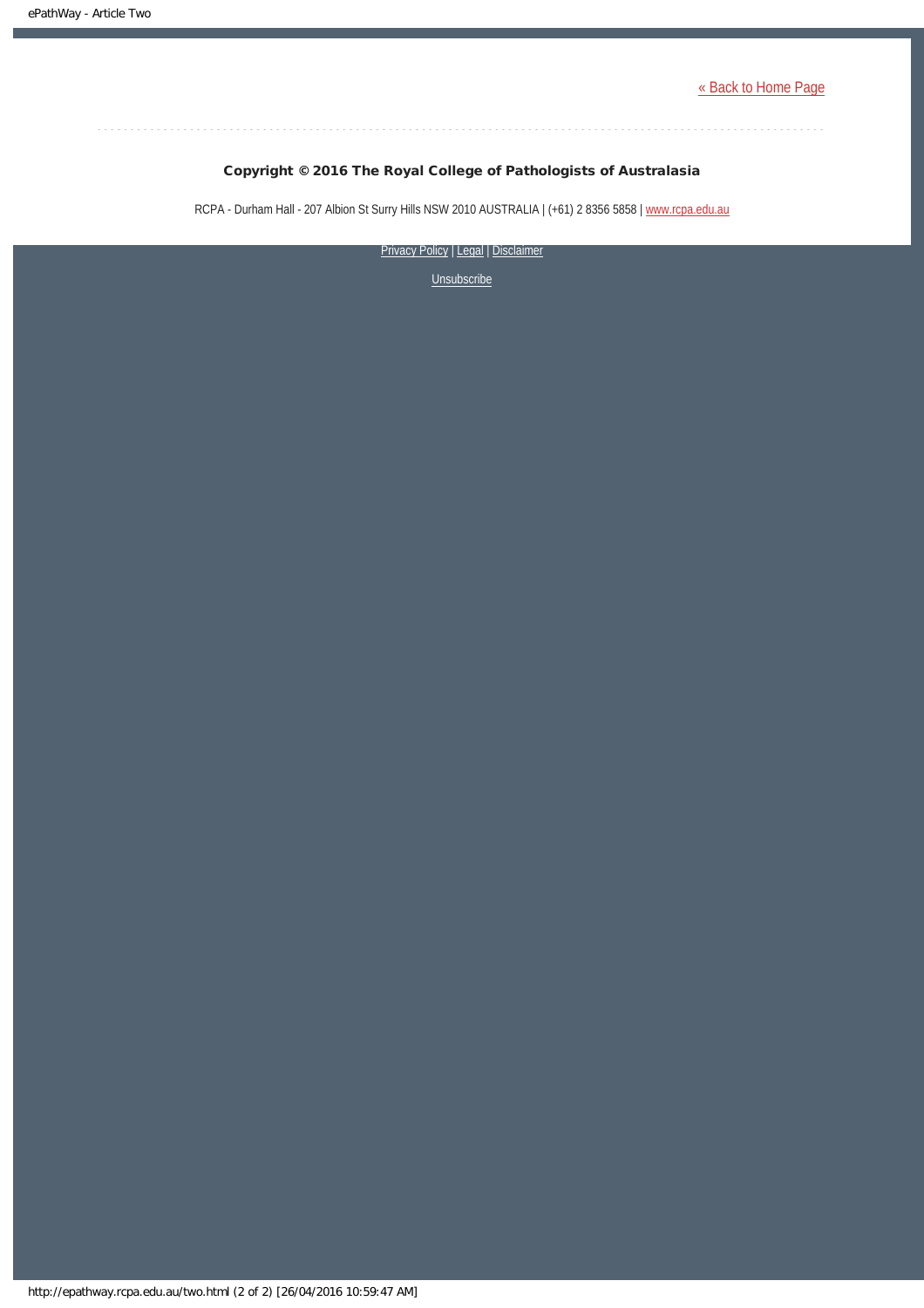[« Back to Home Page](http://epathway.rcpa.edu.au/index.html)

**Copyright © 2016 The Royal College of Pathologists of Australasia**

RCPA - Durham Hall - 207 Albion St Surry Hills NSW 2010 AUSTRALIA | (+61) 2 8356 5858 | www.rcpa.edu.au

Privacy Policy | Legal | Disclaimer

Unsubscribe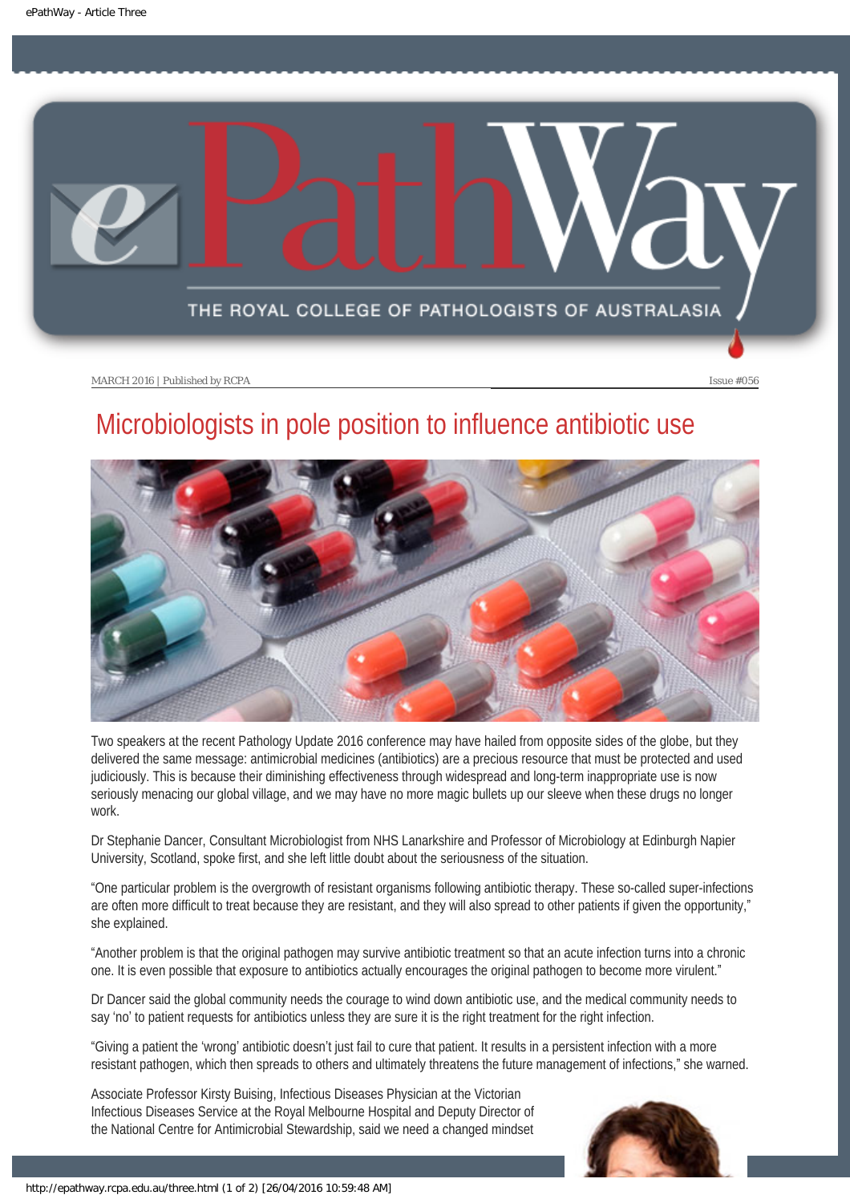# Microbiologists in pole position to influence antibiotic use

Two speakers at the recent Pathology Update 2016 conference may have hailed from opposite sides of the globe, but they delivered the same message: antimicrobial medicines (antibiotics) are a precious resource that must be protected and used judiciously. This is because their diminishing effectiveness through widespread and long-term inappropriate use is now seriously menacing our global village, and we may have no more magic bullets up our sleeve when these drugs no longer work.

Dr Stephanie Dancer, Consultant Microbiologist from NHS Lanarkshire and Professor of Microbiology at Edinburgh Napier University, Scotland, spoke first, and she left little doubt about the seriousness of the situation.

"One particular problem is the overgrowth of resistant organisms following antibiotic therapy. These so-called super-infections are often more difficult to treat because they are resistant, and they will also spread to other patients if given the opportunity," she explained.

"Another problem is that the original pathogen may survive antibiotic treatment so that an acute infection turns into a chronic one. It is even possible that exposure to antibiotics actually encourages the original pathogen to become more virulent."

Dr Dancer said the global community needs the courage to wind down antibiotic use, and the medical community needs to say 'no' to patient requests for antibiotics unless they are sure it is the right treatment for the right infection.

"Giving a patient the 'wrong' antibiotic doesn't just fail to cure that patient. It results in a persistent infection with a more resistant pathogen, which then spreads to others and ultimately threatens the future management of infections," she warned.

Associate Professor Kirsty Buising, Infectious Diseases Physician at the Victorian Infectious Diseases Service at the Royal Melbourne Hospital and Deputy Director of the National Centre for Antimicrobial Stewardship, said we need a changed mindset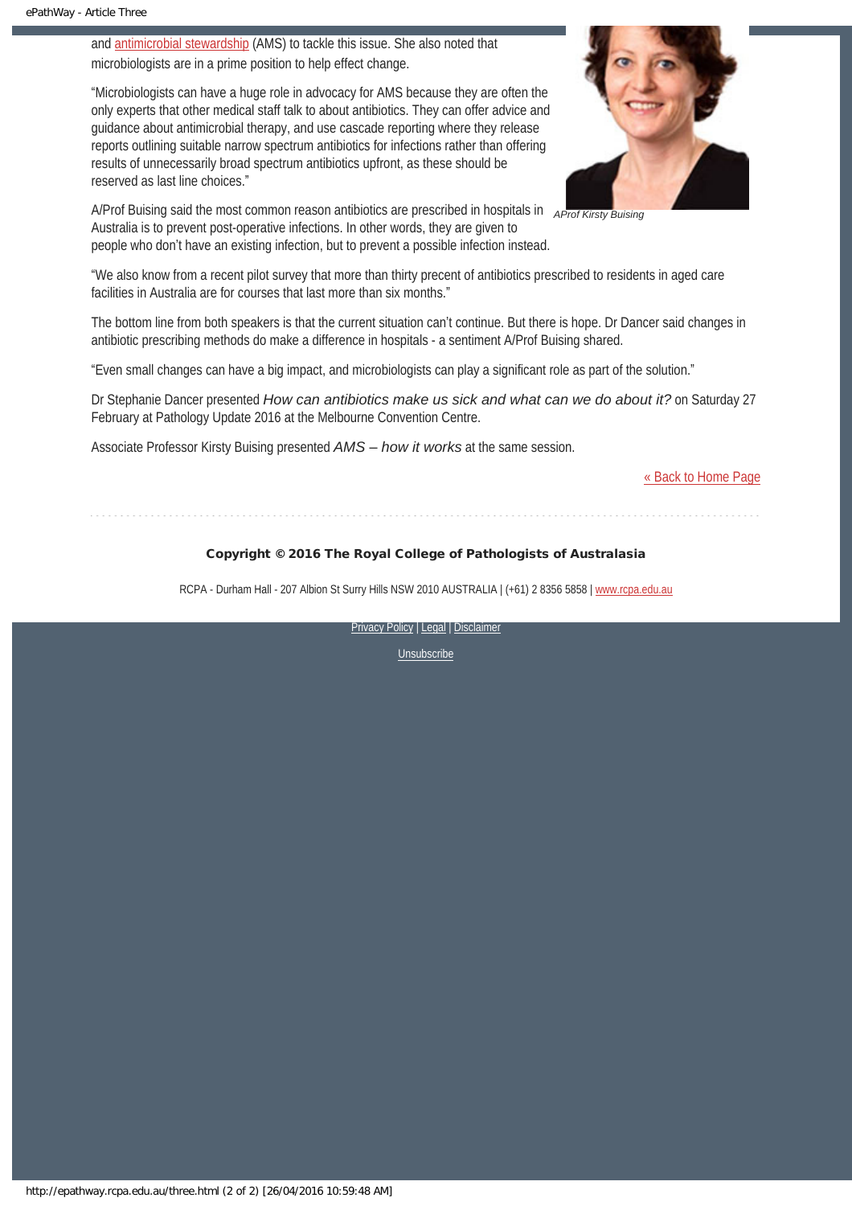and antimicrobial stewardship (AMS) to tackle this issue. She also noted that microbiologists are in a prime position to help effect change.

"Microbiologists can have a huge role in advocacy for AMS because they are often the only experts that other medical staff talk to about antibiotics. They can offer advice and guidance about antimicrobial therapy, and use cascade reporting where they release reports outlining suitable narrow spectrum antibiotics for infections rather than offering results of unnecessarily broad spectrum antibiotics upfront, as these should be reserved as last line choices."

*AProf Kirsty Buising*

A/Prof Buising said the most common reason antibiotics are prescribed in hospitals in Australia is to prevent post-operative infections. In other words, they are given to people who don't have an existing infection, but to prevent a possible infection instead.

"We also know from a recent pilot survey that more than thirty precent of antibiotics prescribed to residents in aged care facilities in Australia are for courses that last more than six months."

The bottom line from both speakers is that the current situation can't continue. But there is hope. Dr Dancer said changes in antibiotic prescribing methods do make a difference in hospitals - a sentiment A/Prof Buising shared.

"Even small changes can have a big impact, and microbiologists can play a significant role as part of the solution."

Dr Stephanie Dancer presented *How can antibiotics make us sick and what can we do about it?* on Saturday 27 February at Pathology Update 2016 at the Melbourne Convention Centre.

Associate Professor Kirsty Buising presented *AMS – how it works* at the same session.

« Back to Home Page

**Copyright © 2016 The Royal College of Pathologists of Australasia**

RCPA - Durham Hall - 207 Albion St Surry Hills NSW 2010 AUSTRALIA | (+61) 2 8356 5858 | www.rcpa.edu.au

Privacy Policy | Legal | Disclaimer

Unsubscribe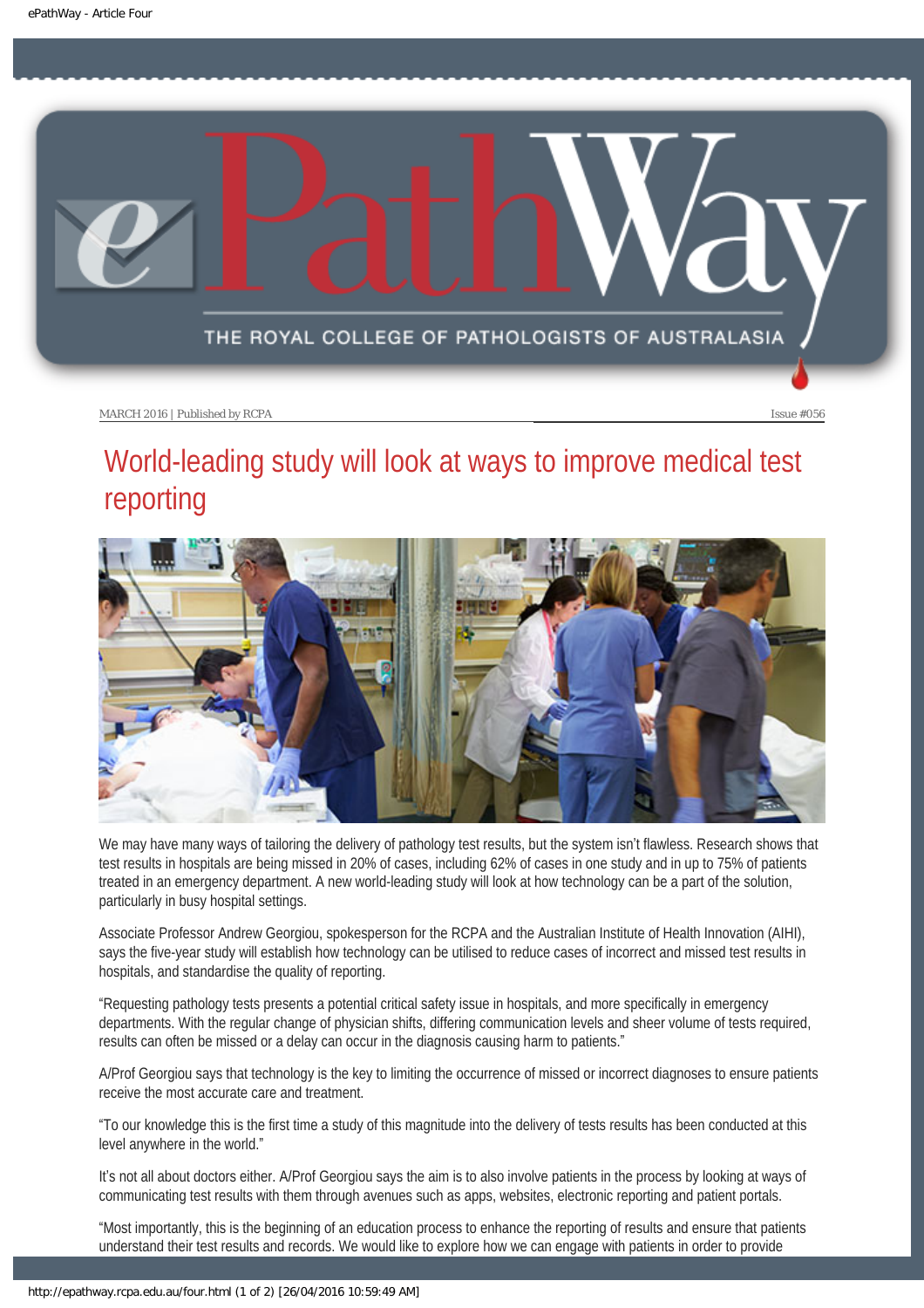MARCH 2016 | Published by RCPA

Issue #056

# World-leading study will look at ways to improve medical test reporting

We may have many ways of tailoring the delivery of pathology test results, but the system isn't flawless. Research shows that test results in hospitals are being missed in 20% of cases, including 62% of cases in one study and in up to 75% of patients treated in an emergency department. A new world-leading study will look at how technology can be a part of the solution, particularly in busy hospital settings.

Associate Professor Andrew Georgiou, spokesperson for the RCPA and the Australian Institute of Health Innovation (AIHI), says the five-year study will establish how technology can be utilised to reduce cases of incorrect and missed test results in hospitals, and standardise the quality of reporting.

"Requesting pathology tests presents a potential critical safety issue in hospitals, and more specifically in emergency departments. With the regular change of physician shifts, differing communication levels and sheer volume of tests required, results can often be missed or a delay can occur in the diagnosis causing harm to patients."

A/Prof Georgiou says that technology is the key to limiting the occurrence of missed or incorrect diagnoses to ensure patients receive the most accurate care and treatment.

"To our knowledge this is the first time a study of this magnitude into the delivery of tests results has been conducted at this level anywhere in the world."

It's not all about doctors either. A/Prof Georgiou says the aim is to also involve patients in the process by looking at ways of communicating test results with them through avenues such as apps, websites, electronic reporting and patient portals.

"Most importantly, this is the beginning of an education process to enhance the reporting of results and ensure that patients understand their test results and records. We would like to explore how we can engage with patients in order to provide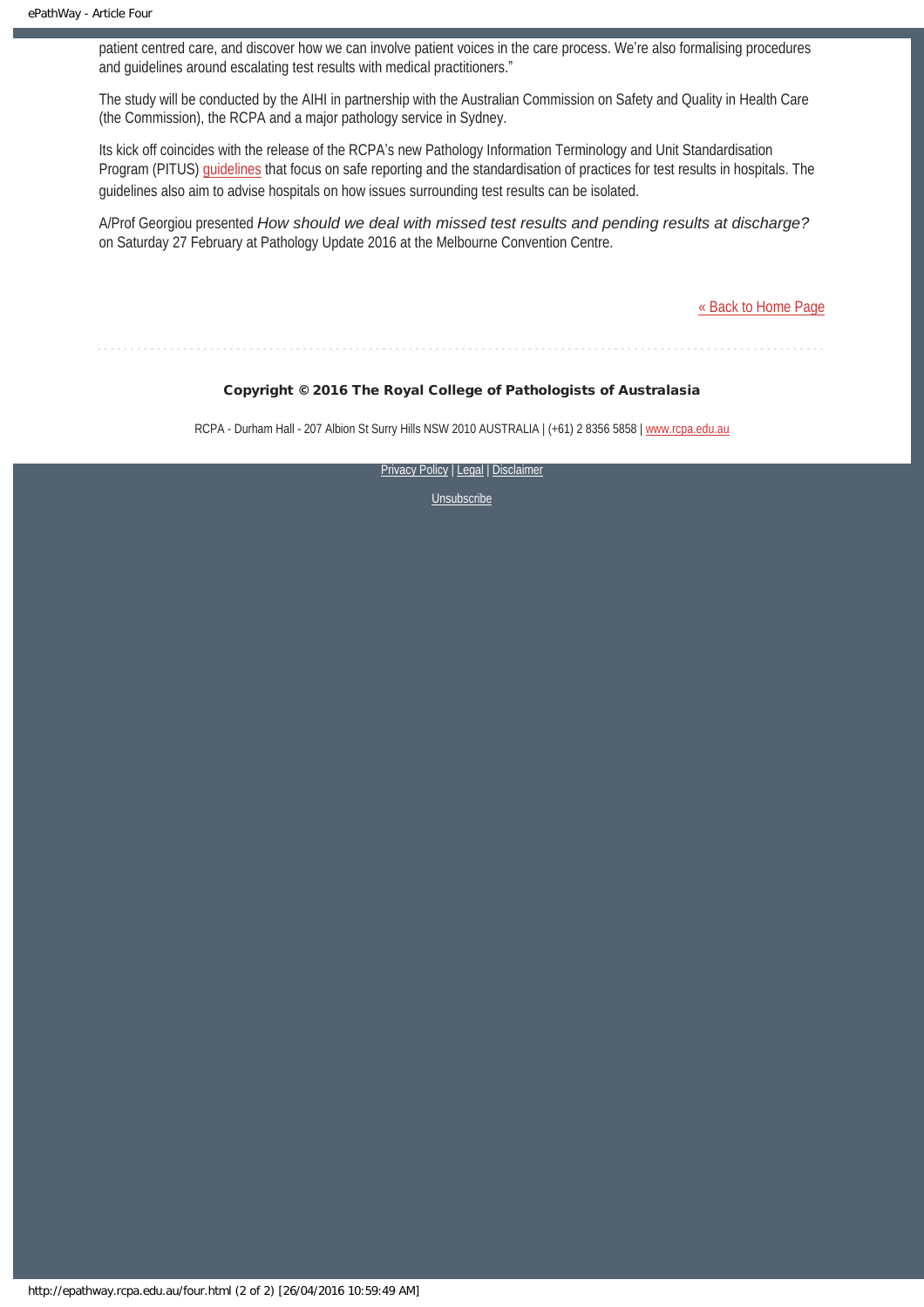patient centred care, and discover how we can involve patient voices in the care process. We're also formalising procedures and guidelines around escalating test results with medical practitioners."

The study will be conducted by the AIHI in partnership with the Australian Commission on Safety and Quality in Health Care (the Commission), the RCPA and a major pathology service in Sydney.

Its kick off coincides with the release of the RCPA's new Pathology Information Terminology and Unit Standardisation Program (PITUS) guidelines that focus on safe reporting and the standardisation of practices for test results in hospitals. The guidelines also aim to advise hospitals on how issues surrounding test results can be isolated.

A/Prof Georgiou presented *How should we deal with missed test results and pending results at discharge?* on Saturday 27 February at Pathology Update 2016 at the Melbourne Convention Centre.

« Back to Home Page

**Copyright © 2016 The Royal College of Pathologists of Australasia**

RCPA - Durham Hall - 207 Albion St Surry Hills NSW 2010 AUSTRALIA | (+61) 2 8356 5858 | www.rcpa.edu.au

Privacy Policy | Legal | Disclaimer

Unsubscribe